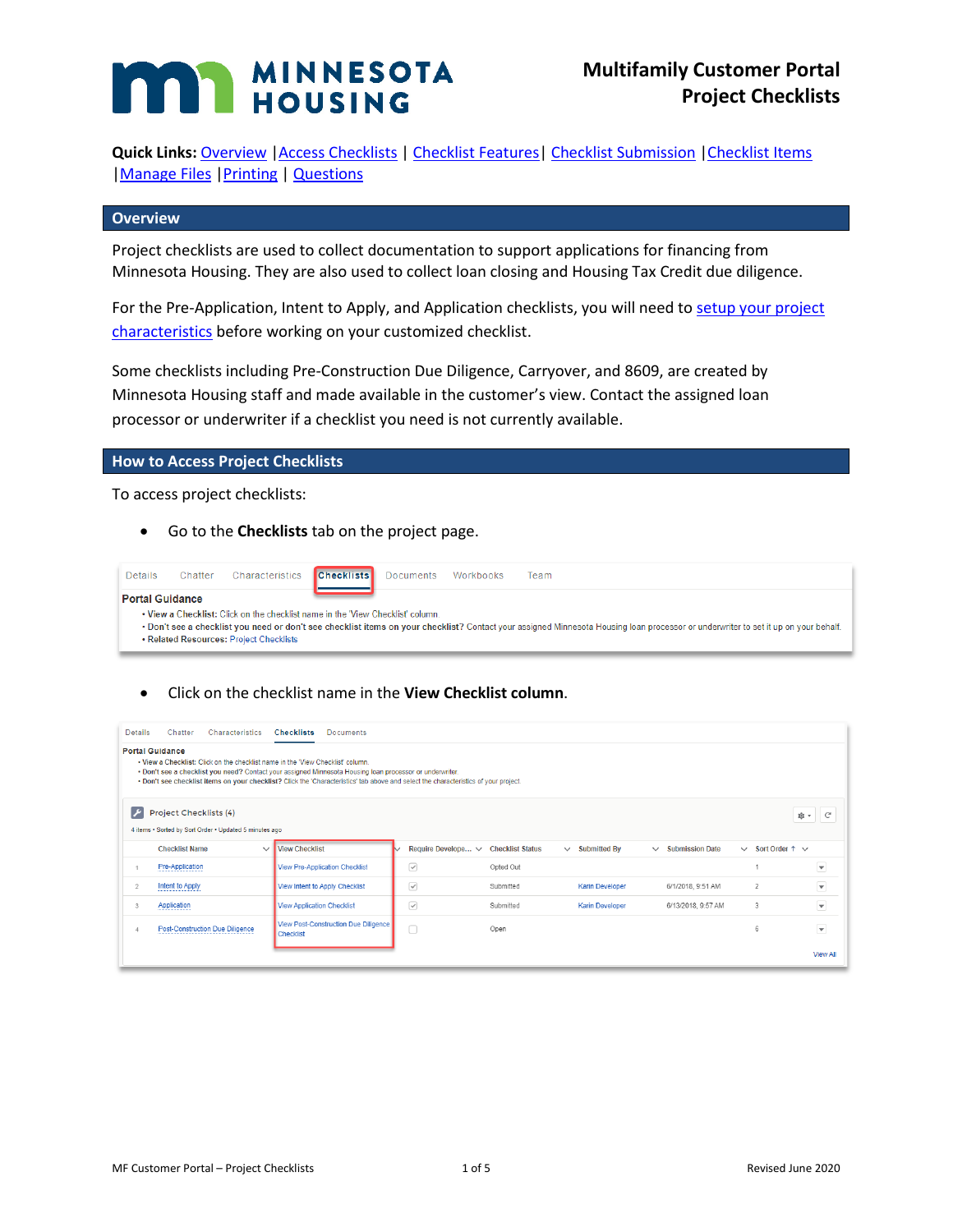# Multifamily Customer Portal Project Checklists

**Quick Links:** Overview | Access Checklists | Checklist Features | Checklist Submission | Checklist Items | Manage Files | Printing | Questions

## Overview

Project checklists are used to collect documentation to support applications for financing from Minnesota Housing. They are also used to collect loan closing and Housing Tax Credit due diligence.

For the Pre-Application, Intent to Apply, and Application checklists, you will need to setup your project characteristics before working on your customized checklist.

Some checklists including Pre-Construction Due Diligence, Carryover, and 8609, are created by Minnesota Housing staff and made available in the customer's view. Contact the assigned loan processor or underwriter if a checklist you need is not currently available.

## How to Access Project Checklists

To access project checklists:

- Go to the **Checklists** tab on the project page.

- Click on the checklist name in the **View Checklist column**.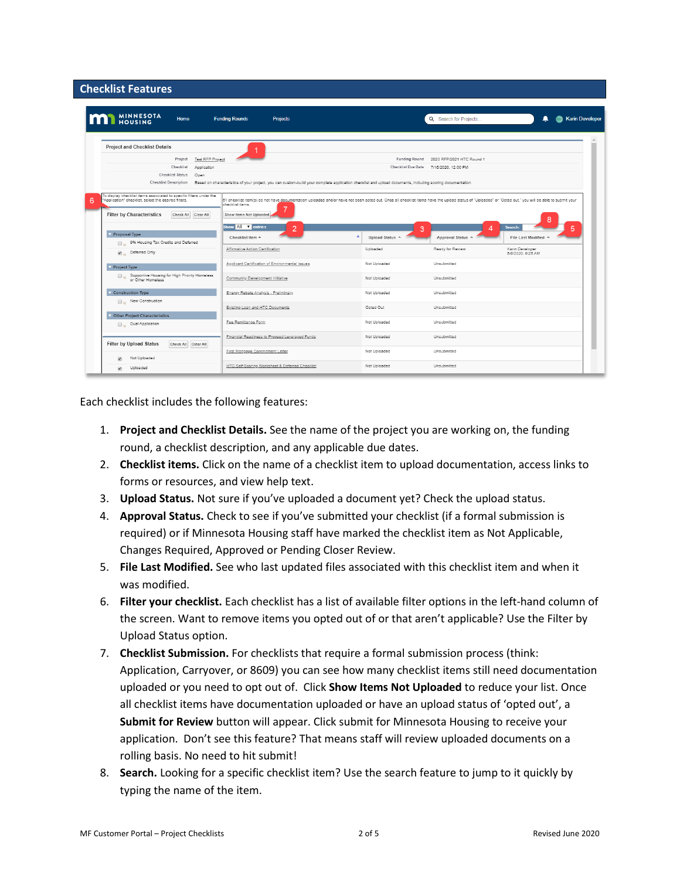## Checklist Features

Each checklist includes the following features:

1. **Project and Checklist Details.** See the name of the project you are working on, the funding round, a checklist description, and any applicable due dates.
2. **Checklist items.** Click on the name of a checklist item to upload documentation, access links to forms or resources, and view help text.
3. **Upload Status.** Not sure if you've uploaded a document yet? Check the upload status.
4. **Approval Status.** Check to see if you've submitted your checklist (if a formal submission is required) or if Minnesota Housing staff have marked the checklist item as Not Applicable, Changes Required, Approved or Pending Closer Review.
5. **File Last Modified.** See who last updated files associated with this checklist item and when it was modified.
6. **Filter your checklist.** Each checklist has a list of available filter options in the left-hand column of the screen. Want to remove items you opted out of or that aren't applicable? Use the Filter by Upload Status option.
7. **Checklist Submission.** For checklists that require a formal submission process (think: Application, Carryover, or 8609) you can see how many checklist items still need documentation uploaded or you need to opt out of. Click **Show Items Not Uploaded** to reduce your list. Once all checklist items have documentation uploaded or have an upload status of 'opted out', a **Submit for Review** button will appear. Click submit for Minnesota Housing to receive your application. Don't see this feature? That means staff will review uploaded documents on a rolling basis. No need to hit submit!
8. **Search.** Looking for a specific checklist item? Use the search feature to jump to it quickly by typing the name of the item.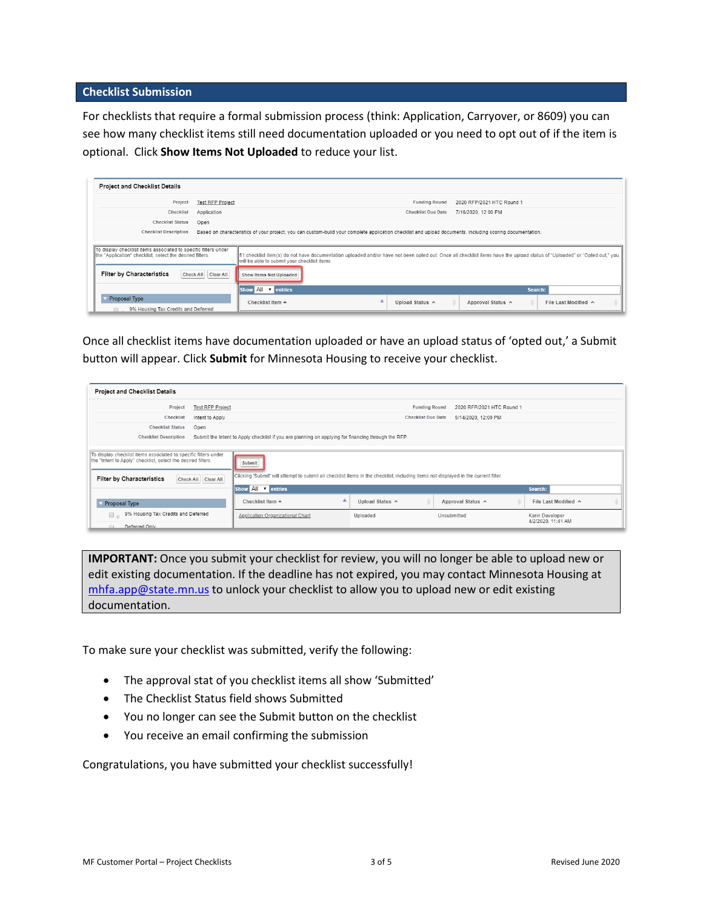## Checklist Submission

For checklists that require a formal submission process (think: Application, Carryover, or 8609) you can see how many checklist items still need documentation uploaded or you need to opt out of if the item is optional. Click **Show Items Not Uploaded** to reduce your list.

Once all checklist items have documentation uploaded or have an upload status of 'opted out,' a Submit button will appear. Click **Submit** for Minnesota Housing to receive your checklist.

**IMPORTANT:** Once you submit your checklist for review, you will no longer be able to upload new or edit existing documentation. If the deadline has not expired, you may contact Minnesota Housing at mhfa.app@state.mn.us to unlock your checklist to allow you to upload new or edit existing documentation.

To make sure your checklist was submitted, verify the following:

- The approval stat of you checklist items all show 'Submitted'
- The Checklist Status field shows Submitted
- You no longer can see the Submit button on the checklist
- You receive an email confirming the submission

Congratulations, you have submitted your checklist successfully!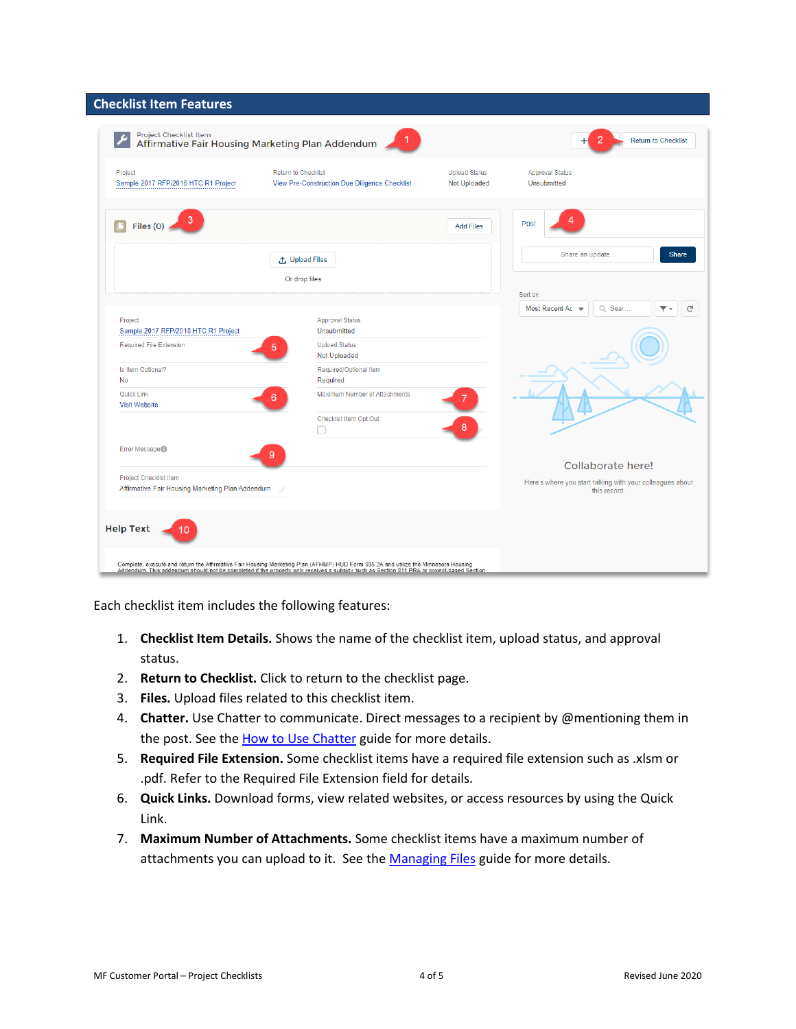## Checklist Item Features

Each checklist item includes the following features:

1. **Checklist Item Details.** Shows the name of the checklist item, upload status, and approval status.
2. **Return to Checklist.** Click to return to the checklist page.
3. **Files.** Upload files related to this checklist item.
4. **Chatter.** Use Chatter to communicate. Direct messages to a recipient by @mentioning them in the post. See the How to Use Chatter guide for more details.
5. **Required File Extension.** Some checklist items have a required file extension such as .xlsm or .pdf. Refer to the Required File Extension field for details.
6. **Quick Links.** Download forms, view related websites, or access resources by using the Quick Link.
7. **Maximum Number of Attachments.** Some checklist items have a maximum number of attachments you can upload to it. See the Managing Files guide for more details.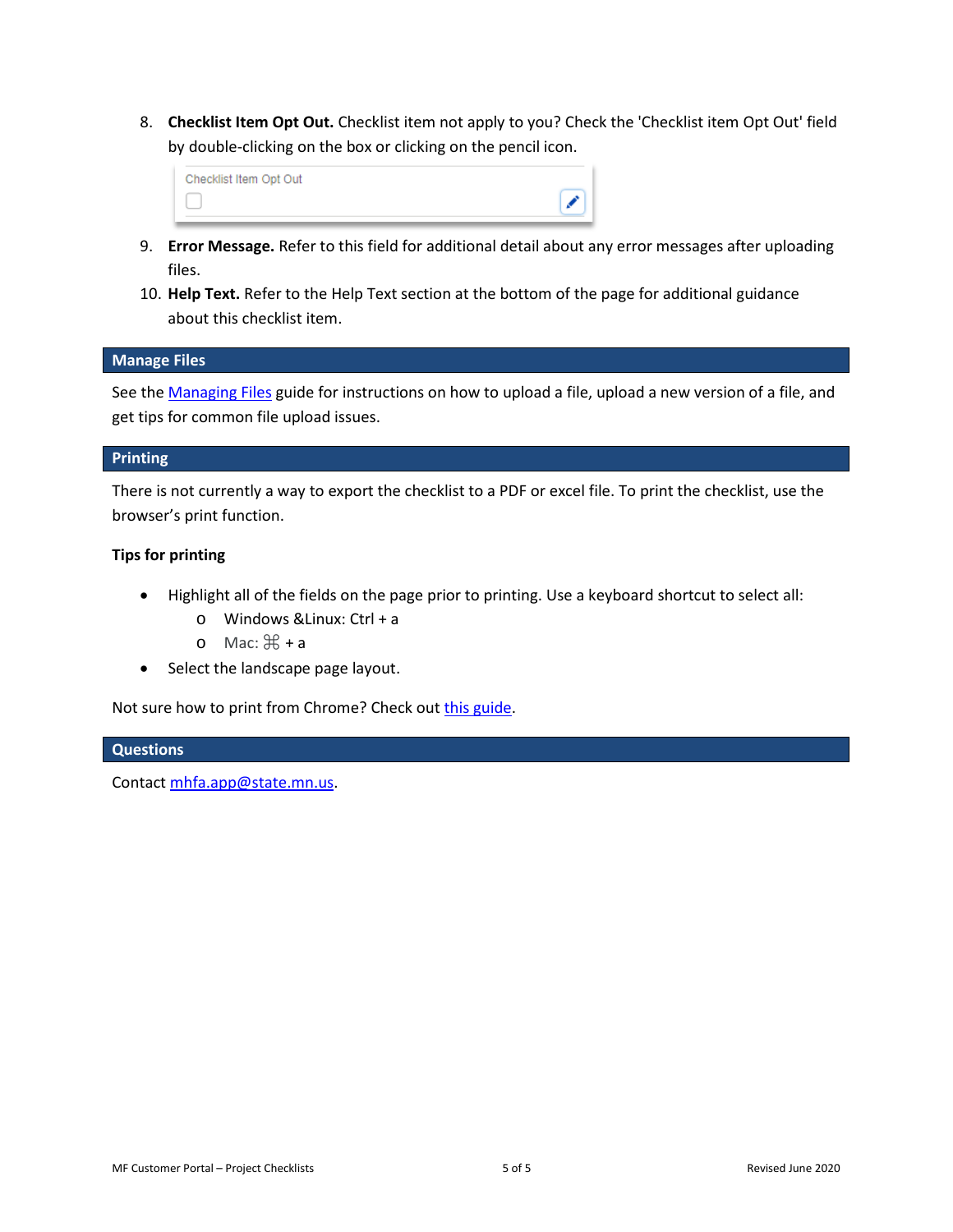8. **Checklist Item Opt Out.** Checklist item not apply to you? Check the 'Checklist item Opt Out' field by double-clicking on the box or clicking on the pencil icon.
9. **Error Message.** Refer to this field for additional detail about any error messages after uploading files.
10. **Help Text.** Refer to the Help Text section at the bottom of the page for additional guidance about this checklist item.

## Manage Files

See the Managing Files guide for instructions on how to upload a file, upload a new version of a file, and get tips for common file upload issues.

## Printing

There is not currently a way to export the checklist to a PDF or excel file. To print the checklist, use the browser's print function.

**Tips for printing**

- Highlight all of the fields on the page prior to printing. Use a keyboard shortcut to select all:
  - Windows &Linux: Ctrl + a
  - Mac: ⌘ + a
- Select the landscape page layout.

Not sure how to print from Chrome? Check out this guide.

## Questions

Contact mhfa.app@state.mn.us.